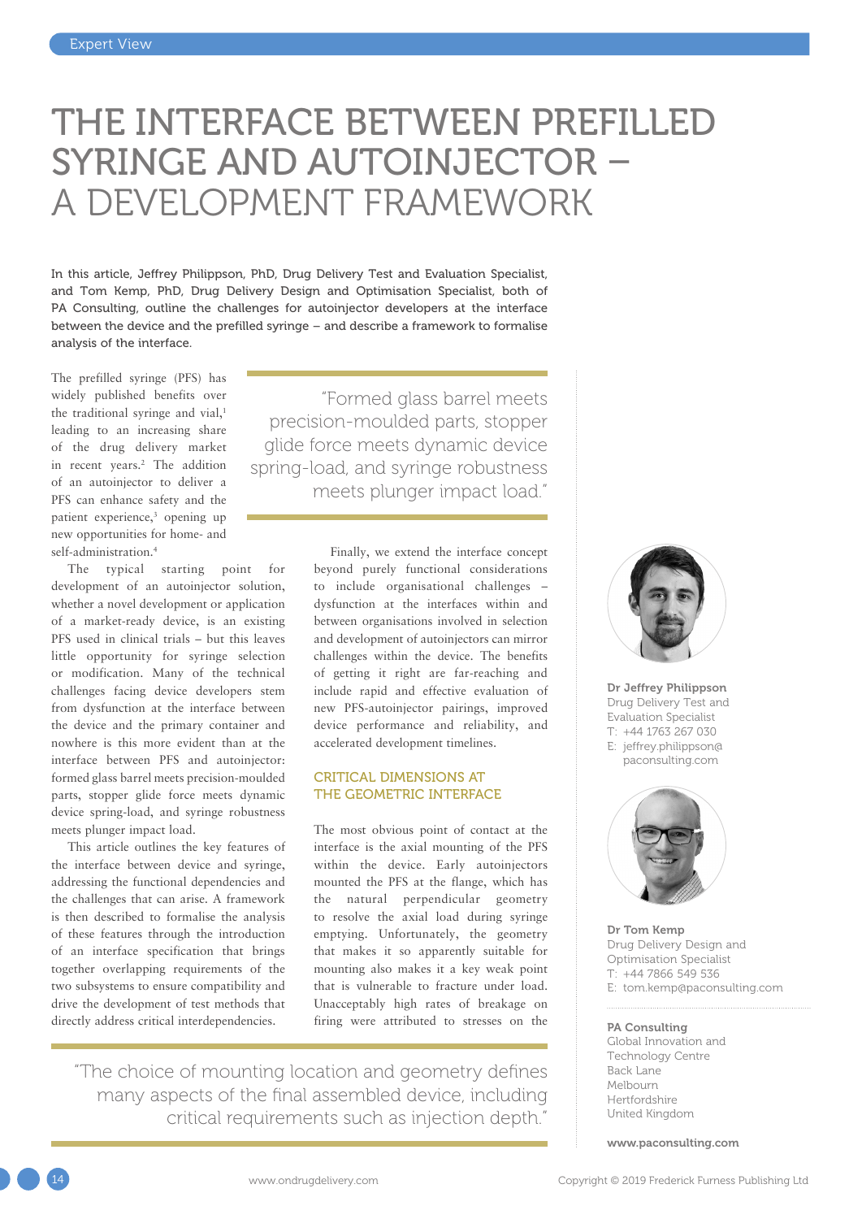# THE INTERFACE BETWEEN PREFILLED SYRINGE AND AUTOINJECTOR – A DEVELOPMENT FRAMEWORK

In this article, Jeffrey Philippson, PhD, Drug Delivery Test and Evaluation Specialist, and Tom Kemp, PhD, Drug Delivery Design and Optimisation Specialist, both of PA Consulting, outline the challenges for autoinjector developers at the interface between the device and the prefilled syringe – and describe a framework to formalise analysis of the interface.

The prefilled syringe (PFS) has widely published benefits over the traditional syringe and vial,[1] leading to an increasing share of the drug delivery market in recent years.[2] The addition of an autoinjector to deliver a PFS can enhance safety and the patient experience,[3] opening up new opportunities for home- and self-administration.[4]

The typical starting point for development of an autoinjector solution, whether a novel development or application of a market-ready device, is an existing PFS used in clinical trials – but this leaves little opportunity for syringe selection or modification. Many of the technical challenges facing device developers stem from dysfunction at the interface between the device and the primary container and nowhere is this more evident than at the interface between PFS and autoinjector: formed glass barrel meets precision-moulded parts, stopper glide force meets dynamic device spring-load, and syringe robustness meets plunger impact load.

> "Formed glass barrel meets precision-moulded parts, stopper glide force meets dynamic device spring-load, and syringe robustness meets plunger impact load."

This article outlines the key features of the interface between device and syringe, addressing the functional dependencies and the challenges that can arise. A framework is then described to formalise the analysis of these features through the introduction of an interface specification that brings together overlapping requirements of the two subsystems to ensure compatibility and drive the development of test methods that directly address critical interdependencies.

Finally, we extend the interface concept beyond purely functional considerations to include organisational challenges – dysfunction at the interfaces within and between organisations involved in selection and development of autoinjectors can mirror challenges within the device. The benefits of getting it right are far-reaching and include rapid and effective evaluation of new PFS-autoinjector pairings, improved device performance and reliability, and accelerated development timelines.

## CRITICAL DIMENSIONS AT THE GEOMETRIC INTERFACE

The most obvious point of contact at the interface is the axial mounting of the PFS within the device. Early autoinjectors mounted the PFS at the flange, which has the natural perpendicular geometry to resolve the axial load during syringe emptying. Unfortunately, the geometry that makes it so apparently suitable for mounting also makes it a key weak point that is vulnerable to fracture under load. Unacceptably high rates of breakage on firing were attributed to stresses on the

> "The choice of mounting location and geometry defines many aspects of the final assembled device, including critical requirements such as injection depth."

**Dr Jeffrey Philippson**
Drug Delivery Test and Evaluation Specialist
T: +44 1763 267 030
E: jeffrey.philippson@paconsulting.com

**Dr Tom Kemp**
Drug Delivery Design and Optimisation Specialist
T: +44 7866 549 536
E: tom.kemp@paconsulting.com

**PA Consulting**
Global Innovation and Technology Centre
Back Lane
Melbourn
Hertfordshire
United Kingdom

**www.paconsulting.com**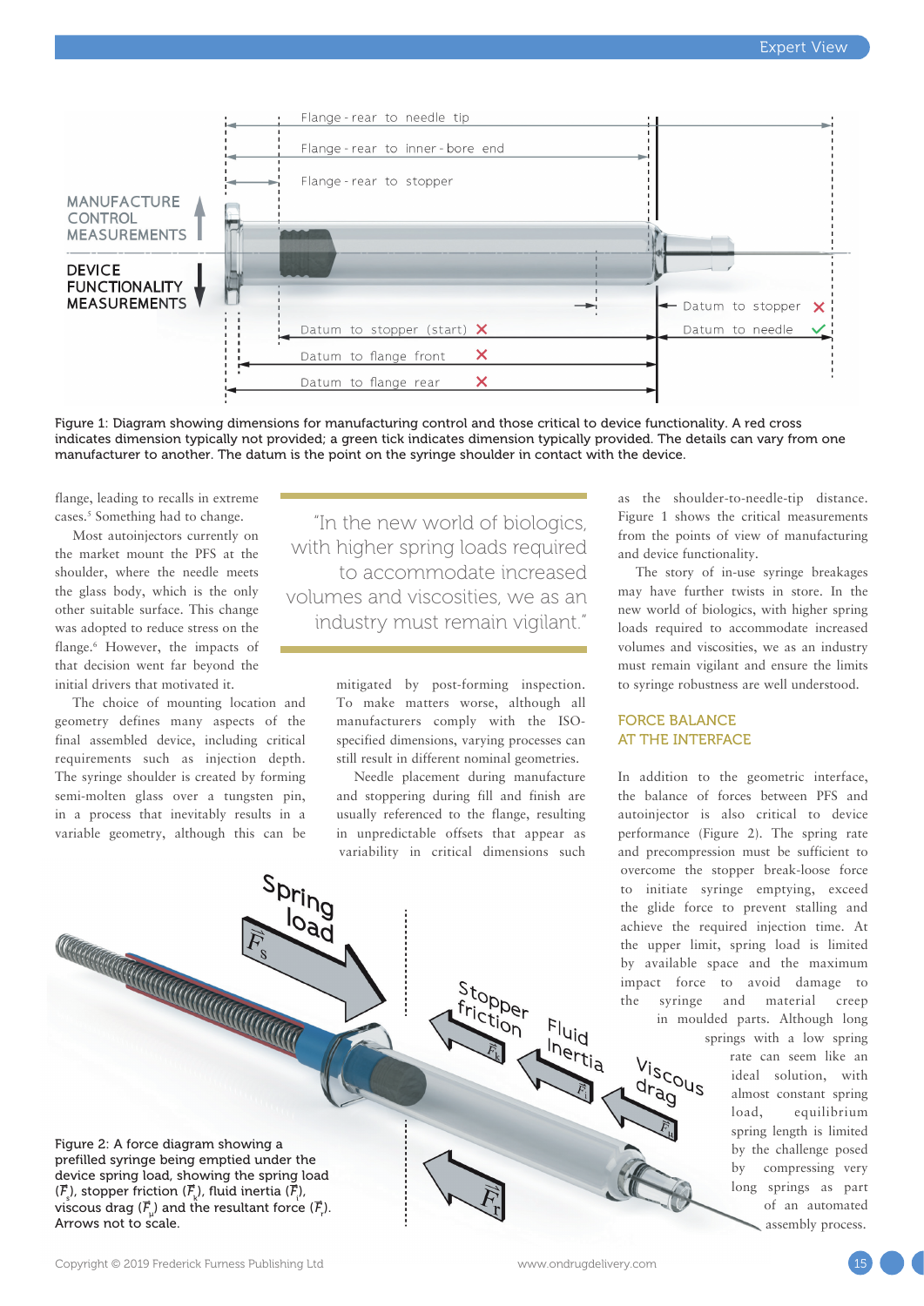Figure 1: Diagram showing dimensions for manufacturing control and those critical to device functionality. A red cross indicates dimension typically not provided; a green tick indicates dimension typically provided. The details can vary from one manufacturer to another. The datum is the point on the syringe shoulder in contact with the device.

flange, leading to recalls in extreme cases.[5] Something had to change.

Most autoinjectors currently on the market mount the PFS at the shoulder, where the needle meets the glass body, which is the only other suitable surface. This change was adopted to reduce stress on the flange.[6] However, the impacts of that decision went far beyond the initial drivers that motivated it.

The choice of mounting location and geometry defines many aspects of the final assembled device, including critical requirements such as injection depth. The syringe shoulder is created by forming semi-molten glass over a tungsten pin, in a process that inevitably results in a variable geometry, although this can be mitigated by post-forming inspection. To make matters worse, although all manufacturers comply with the ISO-specified dimensions, varying processes can still result in different nominal geometries.

> "In the new world of biologics, with higher spring loads required to accommodate increased volumes and viscosities, we as an industry must remain vigilant."

Needle placement during manufacture and stoppering during fill and finish are usually referenced to the flange, resulting in unpredictable offsets that appear as variability in critical dimensions such as the shoulder-to-needle-tip distance. Figure 1 shows the critical measurements from the points of view of manufacturing and device functionality.

The story of in-use syringe breakages may have further twists in store. In the new world of biologics, with higher spring loads required to accommodate increased volumes and viscosities, we as an industry must remain vigilant and ensure the limits to syringe robustness are well understood.

## FORCE BALANCE AT THE INTERFACE

In addition to the geometric interface, the balance of forces between PFS and autoinjector is also critical to device performance (Figure 2). The spring rate and precompression must be sufficient to overcome the stopper break-loose force to initiate syringe emptying, exceed the glide force to prevent stalling and achieve the required injection time. At the upper limit, spring load is limited by available space and the maximum impact force to avoid damage to the syringe and material creep in moulded parts. Although long springs with a low spring rate can seem like an ideal solution, with almost constant spring load, equilibrium spring length is limited by the challenge posed by compressing very long springs as part of an automated assembly process.

Figure 2: A force diagram showing a prefilled syringe being emptied under the device spring load, showing the spring load ($\vec{F}_s$), stopper friction ($\vec{F}_k$), fluid inertia ($\vec{F}_i$), viscous drag ($\vec{F}_\mu$) and the resultant force ($\vec{F}_r$). Arrows not to scale.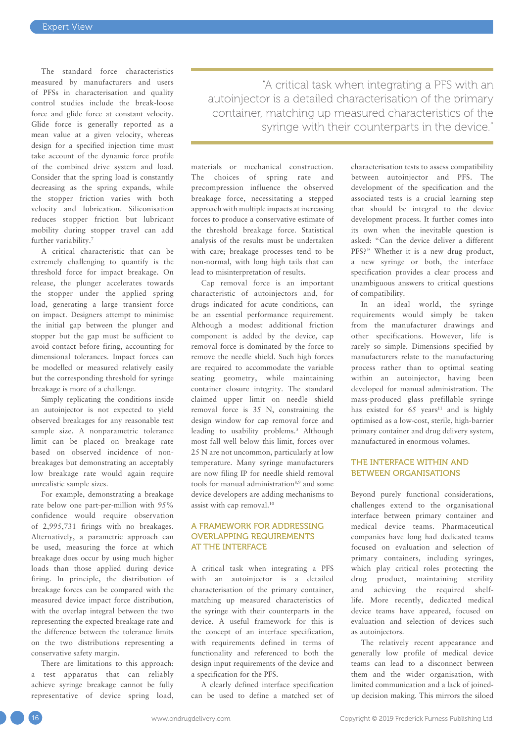The standard force characteristics measured by manufacturers and users of PFSs in characterisation and quality control studies include the break-loose force and glide force at constant velocity. Glide force is generally reported as a mean value at a given velocity, whereas design for a specified injection time must take account of the dynamic force profile of the combined drive system and load. Consider that the spring load is constantly decreasing as the spring expands, while the stopper friction varies with both velocity and lubrication. Siliconisation reduces stopper friction but lubricant mobility during stopper travel can add further variability.[7]

A critical characteristic that can be extremely challenging to quantify is the threshold force for impact breakage. On release, the plunger accelerates towards the stopper under the applied spring load, generating a large transient force on impact. Designers attempt to minimise the initial gap between the plunger and stopper but the gap must be sufficient to avoid contact before firing, accounting for dimensional tolerances. Impact forces can be modelled or measured relatively easily but the corresponding threshold for syringe breakage is more of a challenge.

Simply replicating the conditions inside an autoinjector is not expected to yield observed breakages for any reasonable test sample size. A nonparametric tolerance limit can be placed on breakage rate based on observed incidence of non-breakages but demonstrating an acceptably low breakage rate would again require unrealistic sample sizes.

For example, demonstrating a breakage rate below one part-per-million with 95% confidence would require observation of 2,995,731 firings with no breakages. Alternatively, a parametric approach can be used, measuring the force at which breakage does occur by using much higher loads than those applied during device firing. In principle, the distribution of breakage forces can be compared with the measured device impact force distribution, with the overlap integral between the two representing the expected breakage rate and the difference between the tolerance limits on the two distributions representing a conservative safety margin.

There are limitations to this approach: a test apparatus that can reliably achieve syringe breakage cannot be fully representative of device spring load, materials or mechanical construction. The choices of spring rate and precompression influence the observed breakage force, necessitating a stepped approach with multiple impacts at increasing forces to produce a conservative estimate of the threshold breakage force. Statistical analysis of the results must be undertaken with care; breakage processes tend to be non-normal, with long high tails that can lead to misinterpretation of results.

Cap removal force is an important characteristic of autoinjectors and, for drugs indicated for acute conditions, can be an essential performance requirement. Although a modest additional friction component is added by the device, cap removal force is dominated by the force to remove the needle shield. Such high forces are required to accommodate the variable seating geometry, while maintaining container closure integrity. The standard claimed upper limit on needle shield removal force is 35 N, constraining the design window for cap removal force and leading to usability problems.[3] Although most fall well below this limit, forces over 25 N are not uncommon, particularly at low temperature. Many syringe manufacturers are now filing IP for needle shield removal tools for manual administration[8,9] and some device developers are adding mechanisms to assist with cap removal.[10]

> "A critical task when integrating a PFS with an autoinjector is a detailed characterisation of the primary container, matching up measured characteristics of the syringe with their counterparts in the device."

## A FRAMEWORK FOR ADDRESSING OVERLAPPING REQUIREMENTS AT THE INTERFACE

A critical task when integrating a PFS with an autoinjector is a detailed characterisation of the primary container, matching up measured characteristics of the syringe with their counterparts in the device. A useful framework for this is the concept of an interface specification, with requirements defined in terms of functionality and referenced to both the design input requirements of the device and a specification for the PFS.

A clearly defined interface specification can be used to define a matched set of characterisation tests to assess compatibility between autoinjector and PFS. The development of the specification and the associated tests is a crucial learning step that should be integral to the device development process. It further comes into its own when the inevitable question is asked: "Can the device deliver a different PFS?" Whether it is a new drug product, a new syringe or both, the interface specification provides a clear process and unambiguous answers to critical questions of compatibility.

In an ideal world, the syringe requirements would simply be taken from the manufacturer drawings and other specifications. However, life is rarely so simple. Dimensions specified by manufacturers relate to the manufacturing process rather than to optimal seating within an autoinjector, having been developed for manual administration. The mass-produced glass prefillable syringe has existed for 65 years[11] and is highly optimised as a low-cost, sterile, high-barrier primary container and drug delivery system, manufactured in enormous volumes.

## THE INTERFACE WITHIN AND BETWEEN ORGANISATIONS

Beyond purely functional considerations, challenges extend to the organisational interface between primary container and medical device teams. Pharmaceutical companies have long had dedicated teams focused on evaluation and selection of primary containers, including syringes, which play critical roles protecting the drug product, maintaining sterility and achieving the required shelf-life. More recently, dedicated medical device teams have appeared, focused on evaluation and selection of devices such as autoinjectors.

The relatively recent appearance and generally low profile of medical device teams can lead to a disconnect between them and the wider organisation, with limited communication and a lack of joined-up decision making. This mirrors the siloed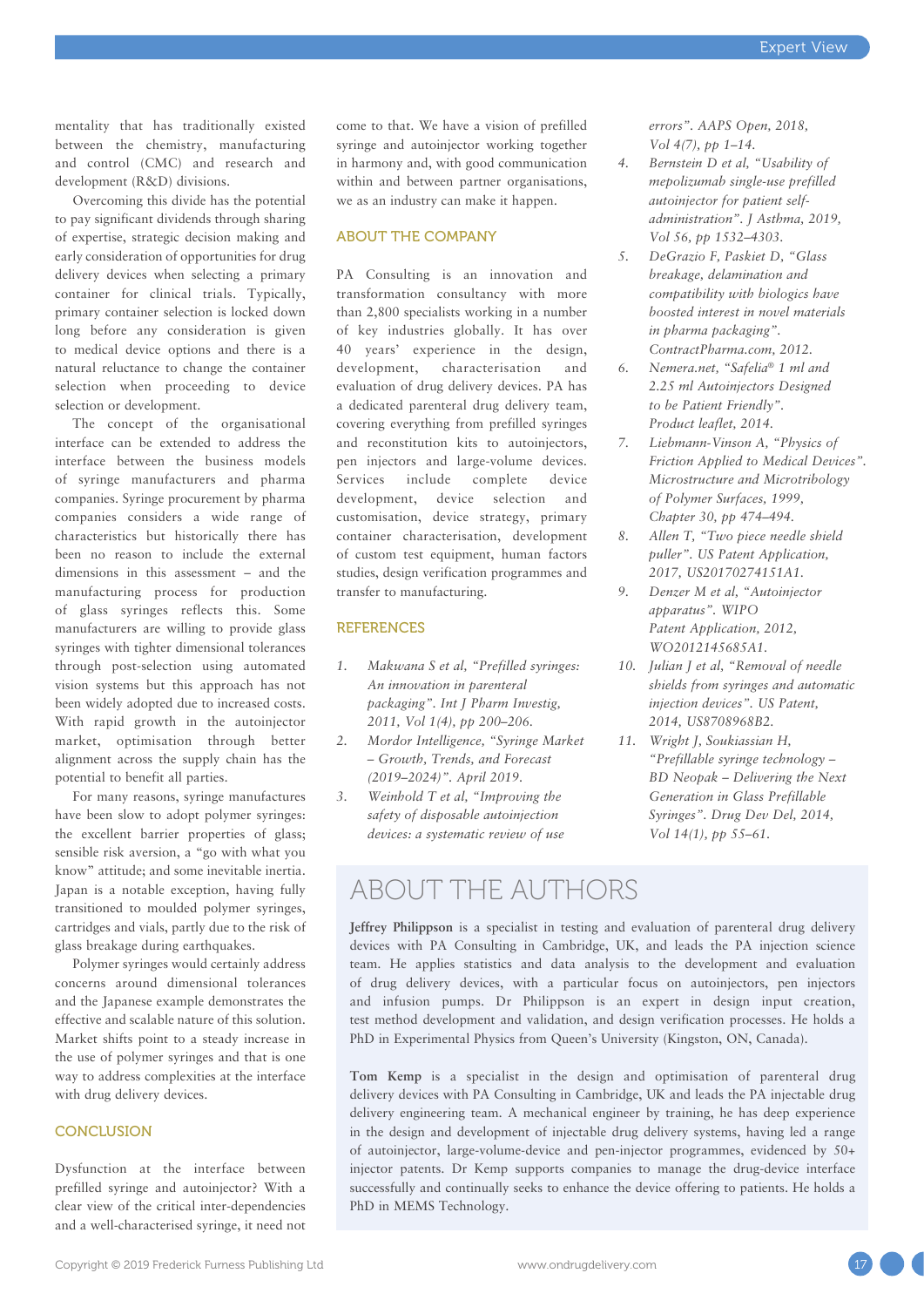mentality that has traditionally existed between the chemistry, manufacturing and control (CMC) and research and development (R&D) divisions.

Overcoming this divide has the potential to pay significant dividends through sharing of expertise, strategic decision making and early consideration of opportunities for drug delivery devices when selecting a primary container for clinical trials. Typically, primary container selection is locked down long before any consideration is given to medical device options and there is a natural reluctance to change the container selection when proceeding to device selection or development.

The concept of the organisational interface can be extended to address the interface between the business models of syringe manufacturers and pharma companies. Syringe procurement by pharma companies considers a wide range of characteristics but historically there has been no reason to include the external dimensions in this assessment – and the manufacturing process for production of glass syringes reflects this. Some manufacturers are willing to provide glass syringes with tighter dimensional tolerances through post-selection using automated vision systems but this approach has not been widely adopted due to increased costs. With rapid growth in the autoinjector market, optimisation through better alignment across the supply chain has the potential to benefit all parties.

For many reasons, syringe manufactures have been slow to adopt polymer syringes: the excellent barrier properties of glass; sensible risk aversion, a "go with what you know" attitude; and some inevitable inertia. Japan is a notable exception, having fully transitioned to moulded polymer syringes, cartridges and vials, partly due to the risk of glass breakage during earthquakes.

Polymer syringes would certainly address concerns around dimensional tolerances and the Japanese example demonstrates the effective and scalable nature of this solution. Market shifts point to a steady increase in the use of polymer syringes and that is one way to address complexities at the interface with drug delivery devices.

## CONCLUSION

Dysfunction at the interface between prefilled syringe and autoinjector? With a clear view of the critical inter-dependencies and a well-characterised syringe, it need not come to that. We have a vision of prefilled syringe and autoinjector working together in harmony and, with good communication within and between partner organisations, we as an industry can make it happen.

## ABOUT THE COMPANY

PA Consulting is an innovation and transformation consultancy with more than 2,800 specialists working in a number of key industries globally. It has over 40 years' experience in the design, development, characterisation and evaluation of drug delivery devices. PA has a dedicated parenteral drug delivery team, covering everything from prefilled syringes and reconstitution kits to autoinjectors, pen injectors and large-volume devices. Services include complete device development, device selection and customisation, device strategy, primary container characterisation, development of custom test equipment, human factors studies, design verification programmes and transfer to manufacturing.

## REFERENCES

1. *Makwana S et al, "Prefilled syringes: An innovation in parenteral packaging". Int J Pharm Investig, 2011, Vol 1(4), pp 200–206.*
2. *Mordor Intelligence, "Syringe Market – Growth, Trends, and Forecast (2019–2024)". April 2019.*
3. *Weinbold T et al, "Improving the safety of disposable autoinjection devices: a systematic review of use errors". AAPS Open, 2018, Vol 4(7), pp 1–14.*
4. *Bernstein D et al, "Usability of mepolizumab single-use prefilled autoinjector for patient self-administration". J Asthma, 2019, Vol 56, pp 1532–4303.*
5. *DeGrazio F, Paskiet D, "Glass breakage, delamination and compatibility with biologics have boosted interest in novel materials in pharma packaging". ContractPharma.com, 2012.*
6. *Nemera.net, "Safelia® 1 ml and 2.25 ml Autoinjectors Designed to be Patient Friendly". Product leaflet, 2014.*
7. *Liebmann-Vinson A, "Physics of Friction Applied to Medical Devices". Microstructure and Microtribology of Polymer Surfaces, 1999, Chapter 30, pp 474–494.*
8. *Allen T, "Two piece needle shield puller". US Patent Application, 2017, US20170274151A1.*
9. *Denzer M et al, "Autoinjector apparatus". WIPO Patent Application, 2012, WO2012145685A1.*
10. *Julian J et al, "Removal of needle shields from syringes and automatic injection devices". US Patent, 2014, US8708968B2.*
11. *Wright J, Soukiassian H, "Prefillable syringe technology – BD Neopak – Delivering the Next Generation in Glass Prefillable Syringes". Drug Dev Del, 2014, Vol 14(1), pp 55–61.*

## ABOUT THE AUTHORS

**Jeffrey Philippson** is a specialist in testing and evaluation of parenteral drug delivery devices with PA Consulting in Cambridge, UK, and leads the PA injection science team. He applies statistics and data analysis to the development and evaluation of drug delivery devices, with a particular focus on autoinjectors, pen injectors and infusion pumps. Dr Philippson is an expert in design input creation, test method development and validation, and design verification processes. He holds a PhD in Experimental Physics from Queen's University (Kingston, ON, Canada).

**Tom Kemp** is a specialist in the design and optimisation of parenteral drug delivery devices with PA Consulting in Cambridge, UK and leads the PA injectable drug delivery engineering team. A mechanical engineer by training, he has deep experience in the design and development of injectable drug delivery systems, having led a range of autoinjector, large-volume-device and pen-injector programmes, evidenced by 50+ injector patents. Dr Kemp supports companies to manage the drug-device interface successfully and continually seeks to enhance the device offering to patients. He holds a PhD in MEMS Technology.